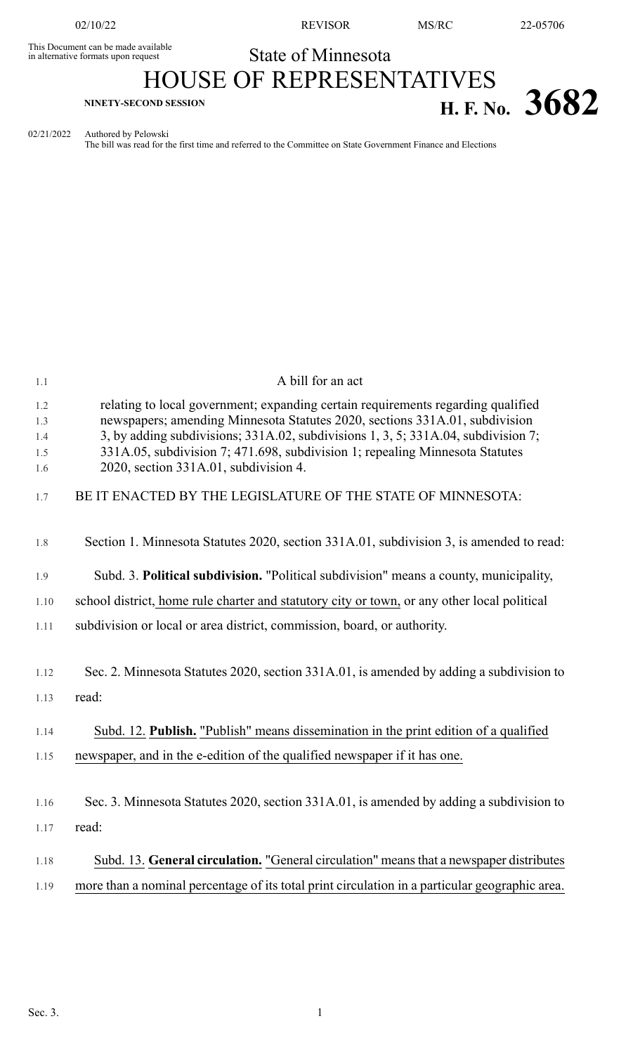This Document can be made available in alternative formats upon request

State of Minnesota

# HOUSE OF REPRESENTATIVES

NINETY-SECOND SESSION

# H. F. No. 3682

02/21/2022 Authored by Pelowski
The bill was read for the first time and referred to the Committee on State Government Finance and Elections

A bill for an act

relating to local government; expanding certain requirements regarding qualified newspapers; amending Minnesota Statutes 2020, sections 331A.01, subdivision 3, by adding subdivisions; 331A.02, subdivisions 1, 3, 5; 331A.04, subdivision 7; 331A.05, subdivision 7; 471.698, subdivision 1; repealing Minnesota Statutes 2020, section 331A.01, subdivision 4.

BE IT ENACTED BY THE LEGISLATURE OF THE STATE OF MINNESOTA:

Section 1. Minnesota Statutes 2020, section 331A.01, subdivision 3, is amended to read:

Subd. 3. **Political subdivision.** "Political subdivision" means a county, municipality, school district, home rule charter and statutory city or town, or any other local political subdivision or local or area district, commission, board, or authority.

Sec. 2. Minnesota Statutes 2020, section 331A.01, is amended by adding a subdivision to read:

Subd. 12. **Publish.** "Publish" means dissemination in the print edition of a qualified newspaper, and in the e-edition of the qualified newspaper if it has one.

Sec. 3. Minnesota Statutes 2020, section 331A.01, is amended by adding a subdivision to read:

Subd. 13. **General circulation.** "General circulation" means that a newspaper distributes more than a nominal percentage of its total print circulation in a particular geographic area.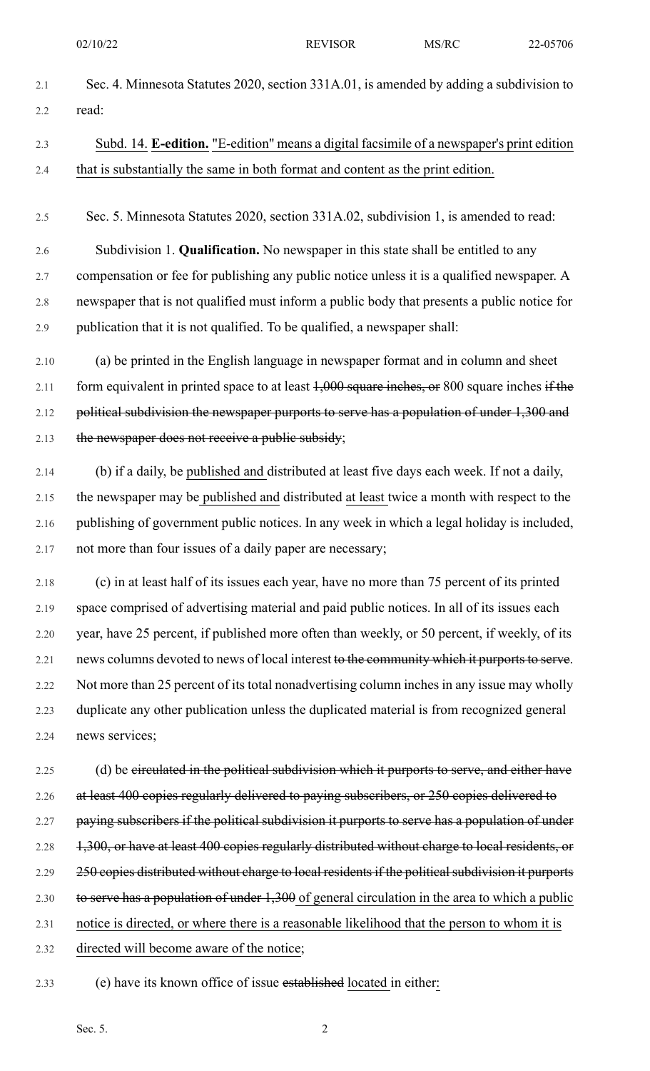Sec. 4. Minnesota Statutes 2020, section 331A.01, is amended by adding a subdivision to read:

Subd. 14. **E-edition.** "E-edition" means a digital facsimile of a newspaper's print edition that is substantially the same in both format and content as the print edition.

Sec. 5. Minnesota Statutes 2020, section 331A.02, subdivision 1, is amended to read:

Subdivision 1. **Qualification.** No newspaper in this state shall be entitled to any compensation or fee for publishing any public notice unless it is a qualified newspaper. A newspaper that is not qualified must inform a public body that presents a public notice for publication that it is not qualified. To be qualified, a newspaper shall:

(a) be printed in the English language in newspaper format and in column and sheet form equivalent in printed space to at least ~~1,000 square inches, or~~ 800 square inches ~~if the political subdivision the newspaper purports to serve has a population of under 1,300 and the newspaper does not receive a public subsidy~~;

(b) if a daily, be published and distributed at least five days each week. If not a daily, the newspaper may be published and distributed at least twice a month with respect to the publishing of government public notices. In any week in which a legal holiday is included, not more than four issues of a daily paper are necessary;

(c) in at least half of its issues each year, have no more than 75 percent of its printed space comprised of advertising material and paid public notices. In all of its issues each year, have 25 percent, if published more often than weekly, or 50 percent, if weekly, of its news columns devoted to news of local interest ~~to the community which it purports to serve~~. Not more than 25 percent of its total nonadvertising column inches in any issue may wholly duplicate any other publication unless the duplicated material is from recognized general news services;

(d) be ~~circulated in the political subdivision which it purports to serve, and either have at least 400 copies regularly delivered to paying subscribers, or 250 copies delivered to paying subscribers if the political subdivision it purports to serve has a population of under 1,300, or have at least 400 copies regularly distributed without charge to local residents, or 250 copies distributed without charge to local residents if the political subdivision it purports to serve has a population of under 1,300~~ of general circulation in the area to which a public notice is directed, or where there is a reasonable likelihood that the person to whom it is directed will become aware of the notice;

(e) have its known office of issue ~~established~~ located in either: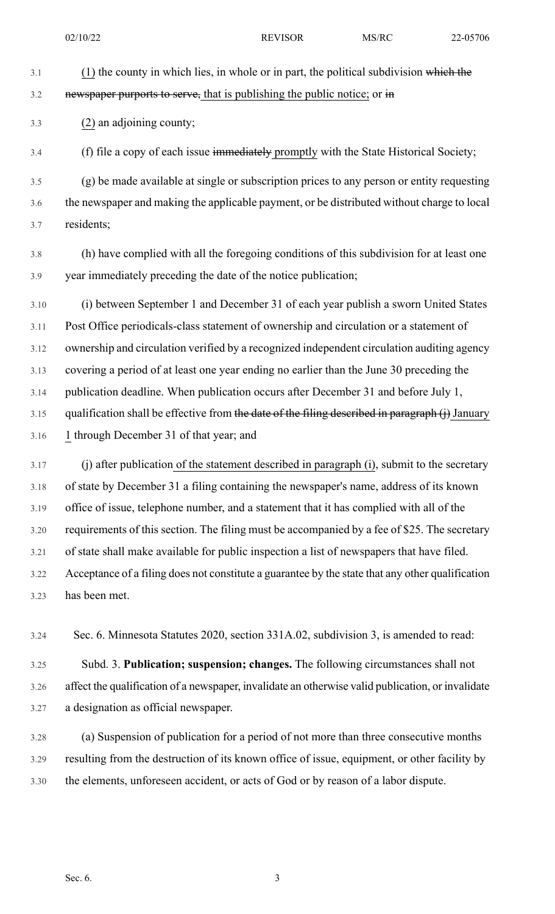(1) the county in which lies, in whole or in part, the political subdivision ~~which the newspaper purports to serve,~~ that is publishing the public notice; or ~~in~~

(2) an adjoining county;

(f) file a copy of each issue ~~immediately~~ promptly with the State Historical Society;

(g) be made available at single or subscription prices to any person or entity requesting the newspaper and making the applicable payment, or be distributed without charge to local residents;

(h) have complied with all the foregoing conditions of this subdivision for at least one year immediately preceding the date of the notice publication;

(i) between September 1 and December 31 of each year publish a sworn United States Post Office periodicals-class statement of ownership and circulation or a statement of ownership and circulation verified by a recognized independent circulation auditing agency covering a period of at least one year ending no earlier than the June 30 preceding the publication deadline. When publication occurs after December 31 and before July 1, qualification shall be effective from ~~the date of the filing described in paragraph (j)~~ January 1 through December 31 of that year; and

(j) after publication of the statement described in paragraph (i), submit to the secretary of state by December 31 a filing containing the newspaper's name, address of its known office of issue, telephone number, and a statement that it has complied with all of the requirements of this section. The filing must be accompanied by a fee of $25. The secretary of state shall make available for public inspection a list of newspapers that have filed. Acceptance of a filing does not constitute a guarantee by the state that any other qualification has been met.

Sec. 6. Minnesota Statutes 2020, section 331A.02, subdivision 3, is amended to read:

Subd. 3. **Publication; suspension; changes.** The following circumstances shall not affect the qualification of a newspaper, invalidate an otherwise valid publication, or invalidate a designation as official newspaper.

(a) Suspension of publication for a period of not more than three consecutive months resulting from the destruction of its known office of issue, equipment, or other facility by the elements, unforeseen accident, or acts of God or by reason of a labor dispute.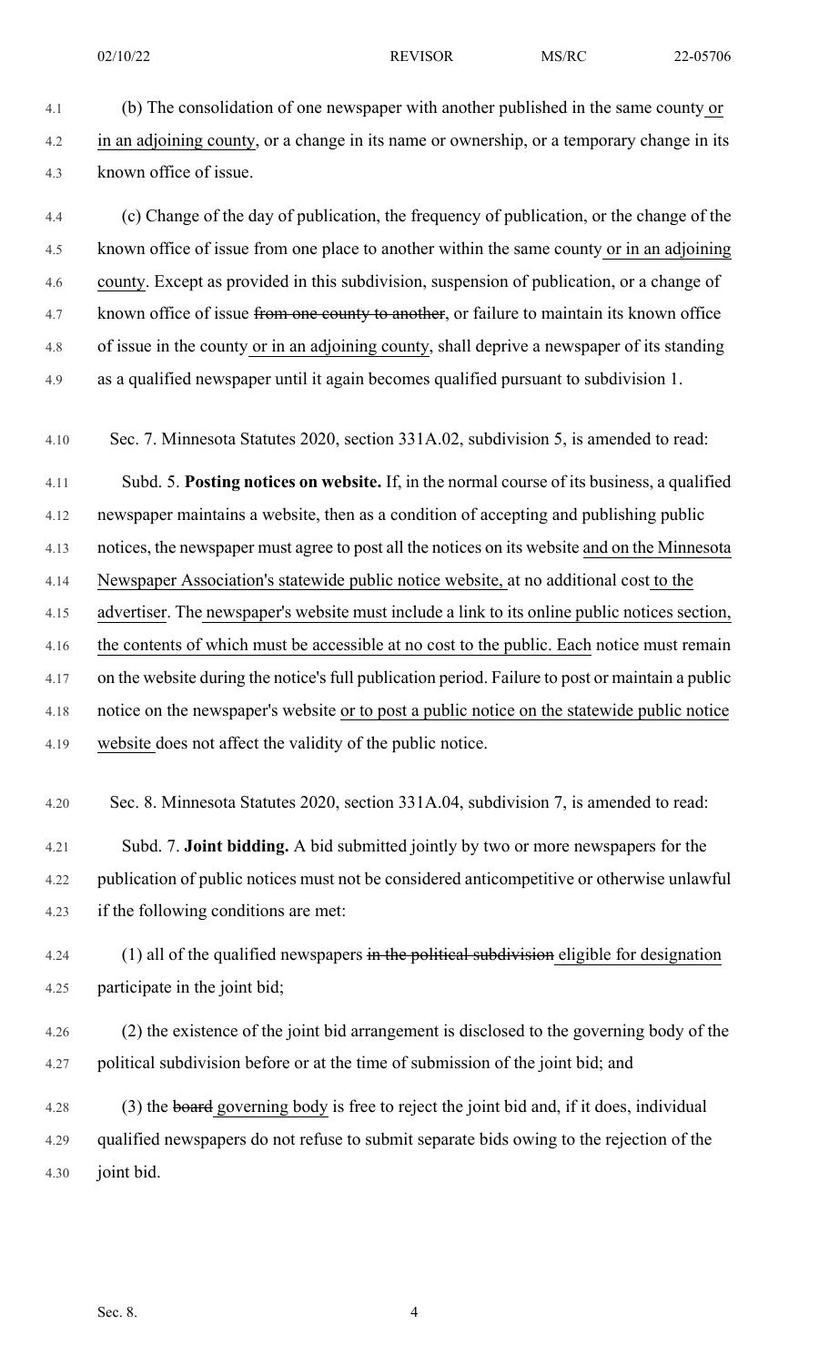(b) The consolidation of one newspaper with another published in the same county or in an adjoining county, or a change in its name or ownership, or a temporary change in its known office of issue.

(c) Change of the day of publication, the frequency of publication, or the change of the known office of issue from one place to another within the same county or in an adjoining county. Except as provided in this subdivision, suspension of publication, or a change of known office of issue ~~from one county to another~~, or failure to maintain its known office of issue in the county or in an adjoining county, shall deprive a newspaper of its standing as a qualified newspaper until it again becomes qualified pursuant to subdivision 1.

Sec. 7. Minnesota Statutes 2020, section 331A.02, subdivision 5, is amended to read:

Subd. 5. **Posting notices on website.** If, in the normal course of its business, a qualified newspaper maintains a website, then as a condition of accepting and publishing public notices, the newspaper must agree to post all the notices on its website and on the Minnesota Newspaper Association's statewide public notice website, at no additional cost to the advertiser. The newspaper's website must include a link to its online public notices section, the contents of which must be accessible at no cost to the public. Each notice must remain on the website during the notice's full publication period. Failure to post or maintain a public notice on the newspaper's website or to post a public notice on the statewide public notice website does not affect the validity of the public notice.

Sec. 8. Minnesota Statutes 2020, section 331A.04, subdivision 7, is amended to read:

Subd. 7. **Joint bidding.** A bid submitted jointly by two or more newspapers for the publication of public notices must not be considered anticompetitive or otherwise unlawful if the following conditions are met:

(1) all of the qualified newspapers ~~in the political subdivision~~ eligible for designation participate in the joint bid;

(2) the existence of the joint bid arrangement is disclosed to the governing body of the political subdivision before or at the time of submission of the joint bid; and

(3) the ~~board~~ governing body is free to reject the joint bid and, if it does, individual qualified newspapers do not refuse to submit separate bids owing to the rejection of the joint bid.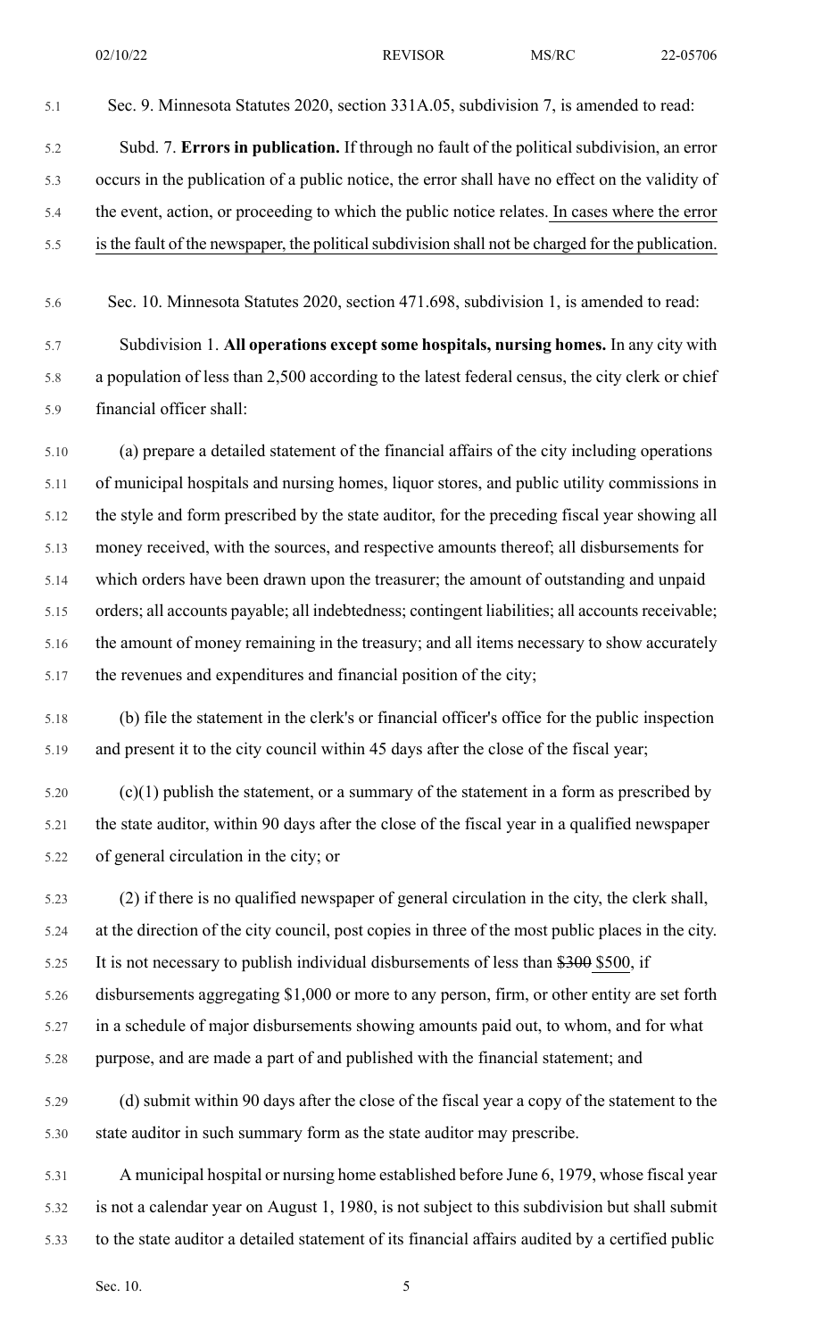Sec. 9. Minnesota Statutes 2020, section 331A.05, subdivision 7, is amended to read:

Subd. 7. **Errors in publication.** If through no fault of the political subdivision, an error occurs in the publication of a public notice, the error shall have no effect on the validity of the event, action, or proceeding to which the public notice relates. In cases where the error is the fault of the newspaper, the political subdivision shall not be charged for the publication.

Sec. 10. Minnesota Statutes 2020, section 471.698, subdivision 1, is amended to read:

Subdivision 1. **All operations except some hospitals, nursing homes.** In any city with a population of less than 2,500 according to the latest federal census, the city clerk or chief financial officer shall:

(a) prepare a detailed statement of the financial affairs of the city including operations of municipal hospitals and nursing homes, liquor stores, and public utility commissions in the style and form prescribed by the state auditor, for the preceding fiscal year showing all money received, with the sources, and respective amounts thereof; all disbursements for which orders have been drawn upon the treasurer; the amount of outstanding and unpaid orders; all accounts payable; all indebtedness; contingent liabilities; all accounts receivable; the amount of money remaining in the treasury; and all items necessary to show accurately the revenues and expenditures and financial position of the city;

(b) file the statement in the clerk's or financial officer's office for the public inspection and present it to the city council within 45 days after the close of the fiscal year;

(c)(1) publish the statement, or a summary of the statement in a form as prescribed by the state auditor, within 90 days after the close of the fiscal year in a qualified newspaper of general circulation in the city; or

(2) if there is no qualified newspaper of general circulation in the city, the clerk shall, at the direction of the city council, post copies in three of the most public places in the city. It is not necessary to publish individual disbursements of less than ~~$300~~ $500, if disbursements aggregating $1,000 or more to any person, firm, or other entity are set forth in a schedule of major disbursements showing amounts paid out, to whom, and for what purpose, and are made a part of and published with the financial statement; and

(d) submit within 90 days after the close of the fiscal year a copy of the statement to the state auditor in such summary form as the state auditor may prescribe.

A municipal hospital or nursing home established before June 6, 1979, whose fiscal year is not a calendar year on August 1, 1980, is not subject to this subdivision but shall submit to the state auditor a detailed statement of its financial affairs audited by a certified public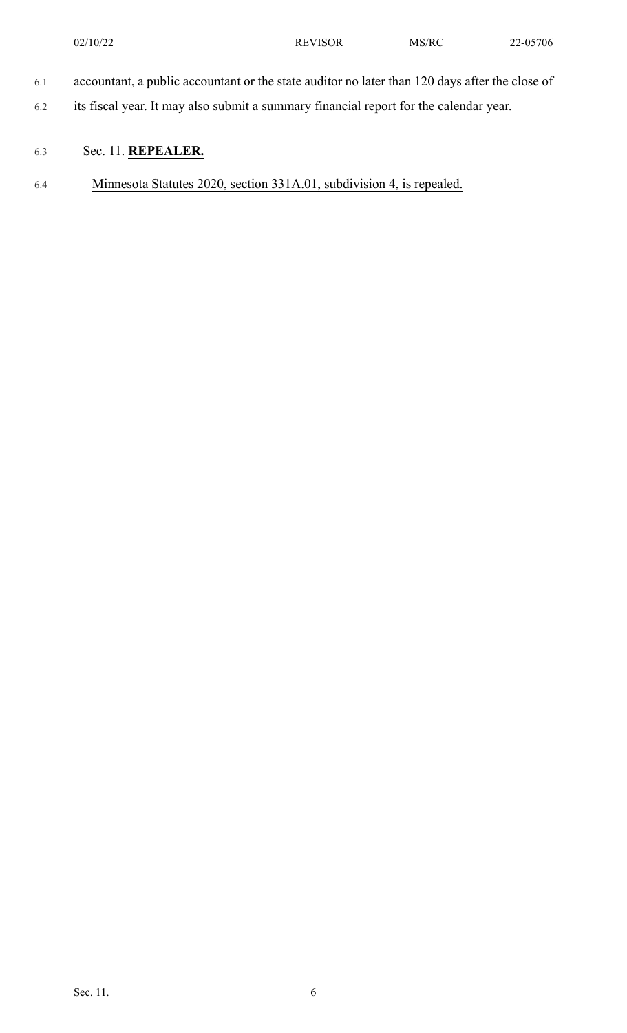accountant, a public accountant or the state auditor no later than 120 days after the close of its fiscal year. It may also submit a summary financial report for the calendar year.

Sec. 11. **REPEALER.**

Minnesota Statutes 2020, section 331A.01, subdivision 4, is repealed.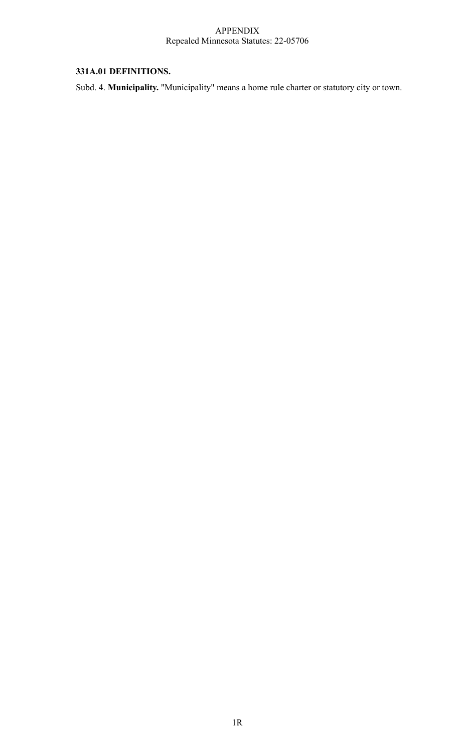APPENDIX
Repealed Minnesota Statutes: 22-05706

**331A.01 DEFINITIONS.**

Subd. 4. **Municipality.** "Municipality" means a home rule charter or statutory city or town.